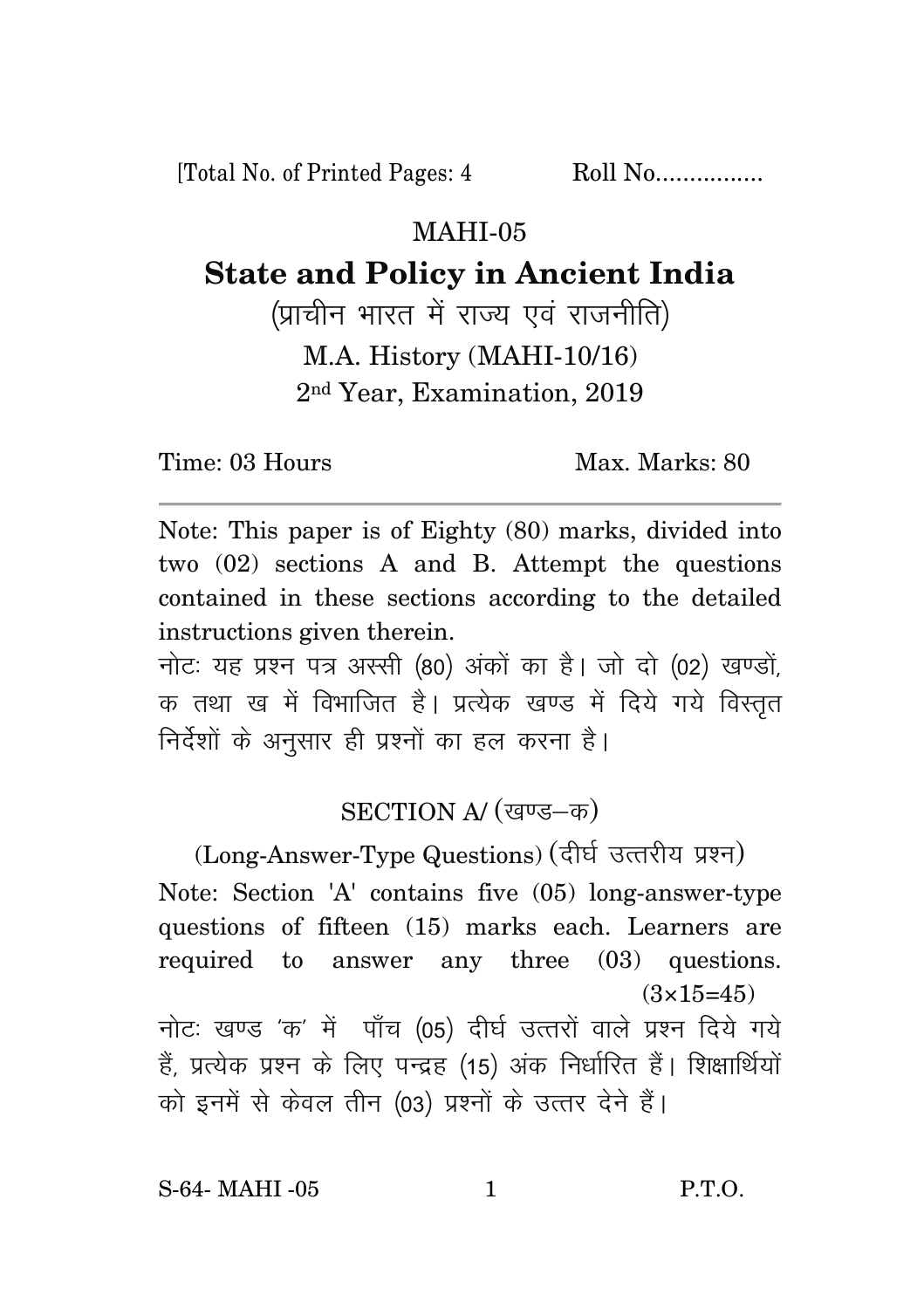[Total No. of Printed Pages: 4 Roll No................

# MAHI-05

# State and Policy in Ancient India

(प्राचीन भारत में राज्य एवं राजनीति)

M.A. History (MAHI-10/16)

2nd Year, Examination, 2019

Time: 03 Hours Max. Marks: 80

---

Note: This paper is of Eighty (80) marks, divided into two (02) sections A and B. Attempt the questions contained in these sections according to the detailed instructions given therein.

नोटः यह प्रश्न पत्र अस्सी (80) अंकों का है। जो दो (02) खण्डों, क तथा ख में विभाजित है। प्रत्येक खण्ड में दिये गये विस्तृत निर्देशों के अनुसार ही प्रश्नों का हल करना है।

## SECTION A/ (खण्ड–क)

(Long-Answer-Type Questions) (दीर्घ उत्तरीय प्रश्न)

Note: Section 'A' contains five (05) long-answer-type questions of fifteen (15) marks each. Learners are required to answer any three (03) questions. (3×15=45)

नोटः खण्ड 'क' में पाँच (05) दीर्घ उत्तरों वाले प्रश्न दिये गये हैं, प्रत्येक प्रश्न के लिए पन्द्रह (15) अंक निर्धारित हैं। शिक्षार्थियों को इनमें से केवल तीन (03) प्रश्नों के उत्तर देने हैं।

S-64- MAHI -05 P.T.O.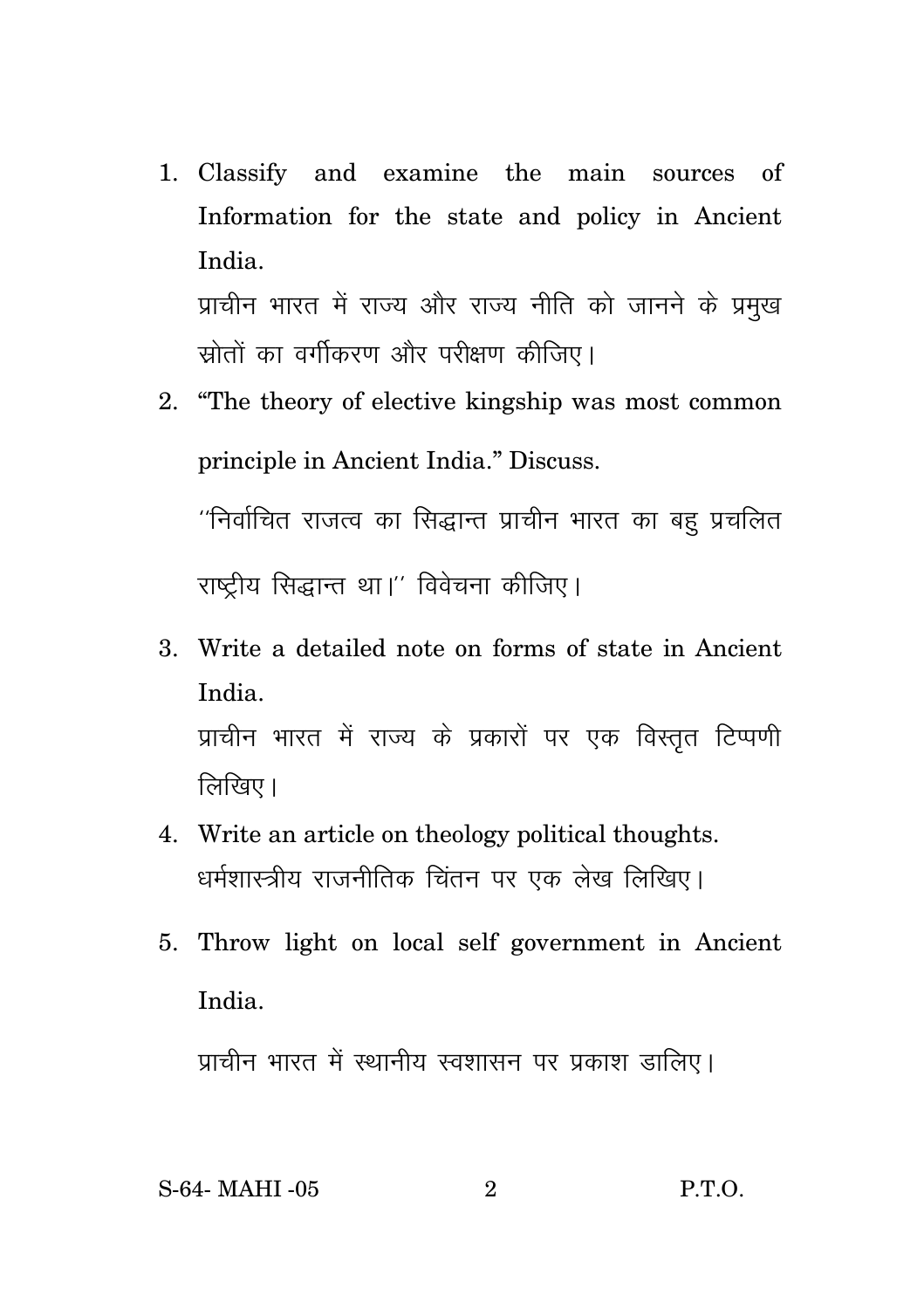1. Classify and examine the main sources of Information for the state and policy in Ancient India.

   प्राचीन भारत में राज्य और राज्य नीति को जानने के प्रमुख स्रोतों का वर्गीकरण और परीक्षण कीजिए।

2. "The theory of elective kingship was most common principle in Ancient India." Discuss.

   ''निर्वाचित राजत्व का सिद्धान्त प्राचीन भारत का बहु प्रचलित राष्ट्रीय सिद्धान्त था।'' विवेचना कीजिए।

3. Write a detailed note on forms of state in Ancient India.

   प्राचीन भारत में राज्य के प्रकारों पर एक विस्तृत टिप्पणी लिखिए।

4. Write an article on theology political thoughts.

   धर्मशास्त्रीय राजनीतिक चिंतन पर एक लेख लिखिए।

5. Throw light on local self government in Ancient India.

   प्राचीन भारत में स्थानीय स्वशासन पर प्रकाश डालिए।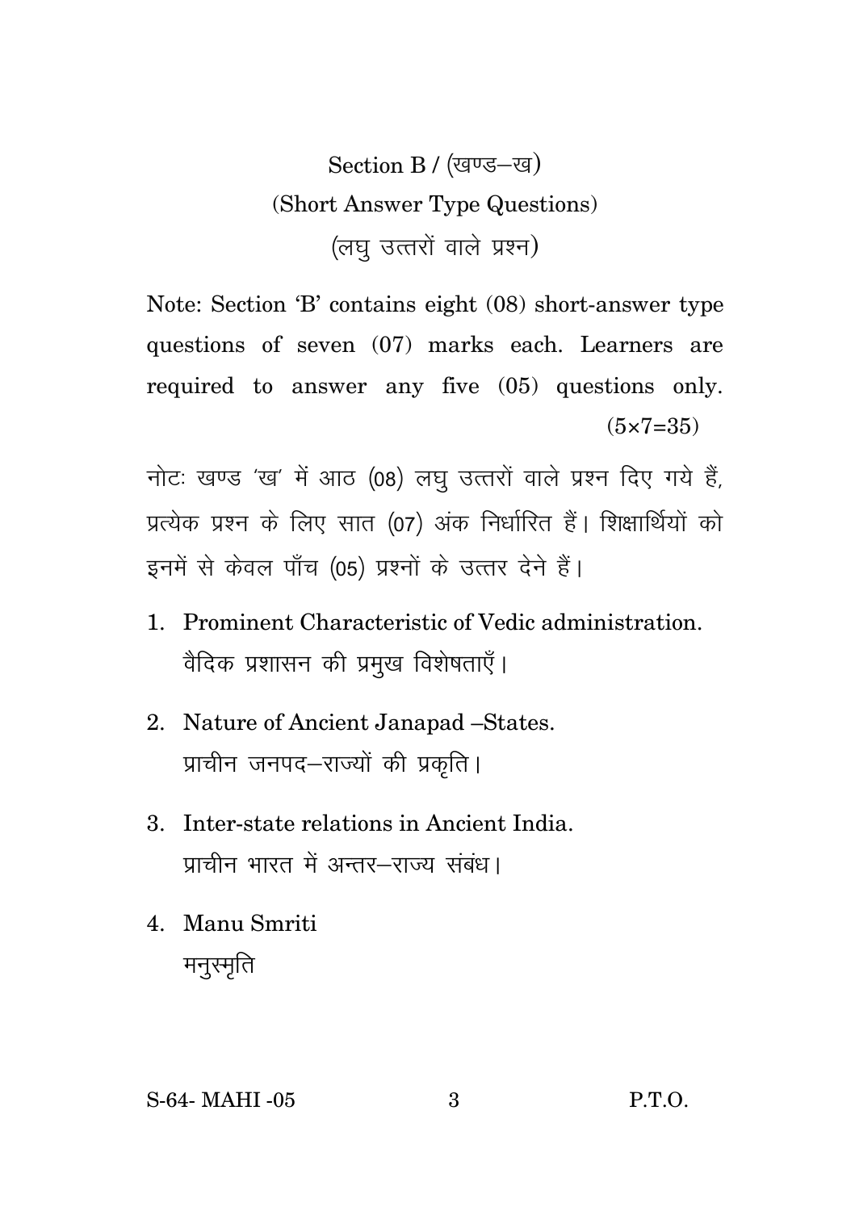## Section B / (खण्ड–ख)

### (Short Answer Type Questions)

### (लघु उत्तरों वाले प्रश्न)

Note: Section 'B' contains eight (08) short-answer type questions of seven (07) marks each. Learners are required to answer any five (05) questions only. (5×7=35)

नोटः खण्ड 'ख' में आठ (08) लघु उत्तरों वाले प्रश्न दिए गये हैं, प्रत्येक प्रश्न के लिए सात (07) अंक निर्धारित हैं। शिक्षार्थियों को इनमें से केवल पाँच (05) प्रश्नों के उत्तर देने हैं।

1. Prominent Characteristic of Vedic administration.
   वैदिक प्रशासन की प्रमुख विशेषताएँ।

2. Nature of Ancient Janapad –States.
   प्राचीन जनपद–राज्यों की प्रकृति।

3. Inter-state relations in Ancient India.
   प्राचीन भारत में अन्तर–राज्य संबंध।

4. Manu Smriti
   मनुस्मृति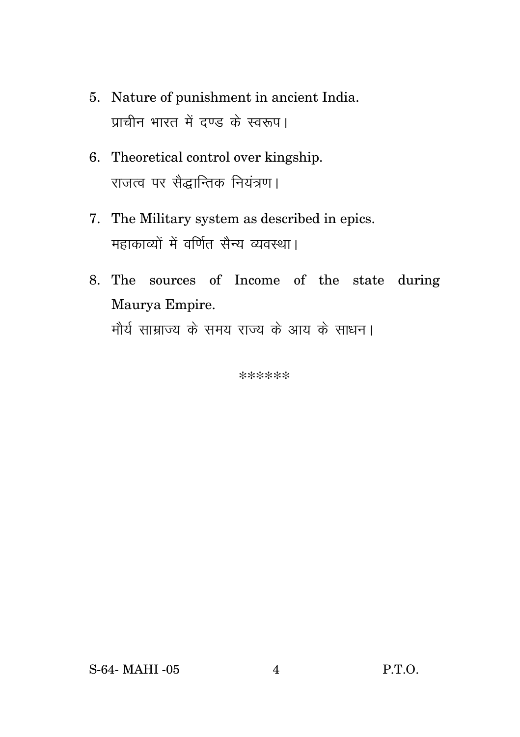5. Nature of punishment in ancient India.
   प्राचीन भारत में दण्ड के स्वरूप।

6. Theoretical control over kingship.
   राजत्व पर सैद्धान्तिक नियंत्रण।

7. The Military system as described in epics.
   महाकाव्यों में वर्णित सैन्य व्यवस्था।

8. The sources of Income of the state during Maurya Empire.
   मौर्य साम्राज्य के समय राज्य के आय के साधन।

******